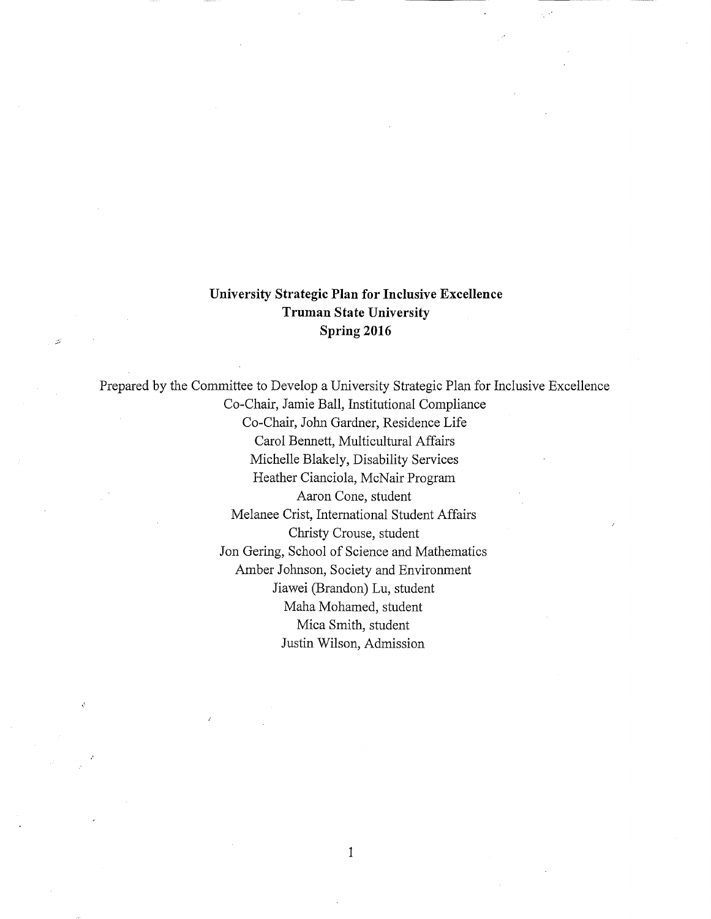**University Strategic Plan for Inclusive Excellence**
**Truman State University**
**Spring 2016**

Prepared by the Committee to Develop a University Strategic Plan for Inclusive Excellence

Co-Chair, Jamie Ball, Institutional Compliance
Co-Chair, John Gardner, Residence Life
Carol Bennett, Multicultural Affairs
Michelle Blakely, Disability Services
Heather Cianciola, McNair Program
Aaron Cone, student
Melanee Crist, International Student Affairs
Christy Crouse, student
Jon Gering, School of Science and Mathematics
Amber Johnson, Society and Environment
Jiawei (Brandon) Lu, student
Maha Mohamed, student
Mica Smith, student
Justin Wilson, Admission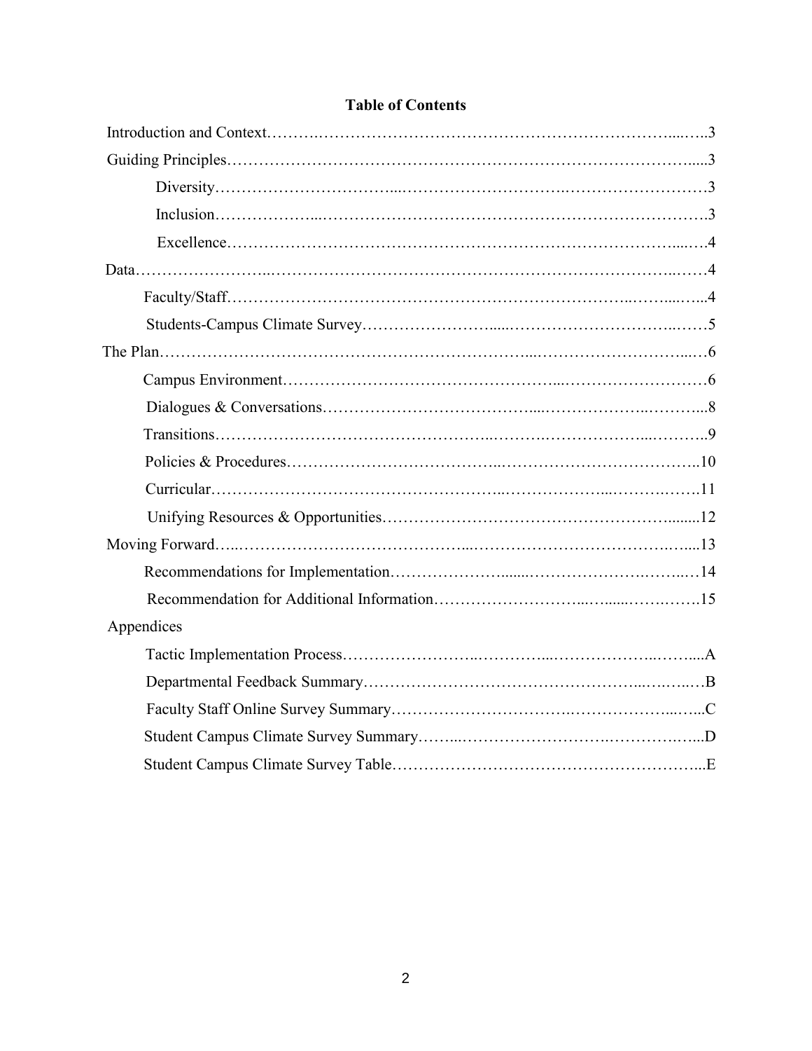# Table of Contents

Introduction and Context……………………………………………………………………3

Guiding Principles……………………………………………………………………………3

- Diversity……………………………………………………………………………3
- Inclusion……………………………………………………………………………3
- Excellence…………………………………………………………………………4

Data……………………………………………………………………………………………4

- Faculty/Staff………………………………………………………………………4
- Students-Campus Climate Survey………………………………………………5

The Plan………………………………………………………………………………………6

- Campus Environment……………………………………………………………6
- Dialogues & Conversations………………………………………………………8
- Transitions…………………………………………………………………………9
- Policies & Procedures……………………………………………………………10
- Curricular…………………………………………………………………………11
- Unifying Resources & Opportunities……………………………………………12

Moving Forward………………………………………………………………………………13

- Recommendations for Implementation…………………………………………14
- Recommendation for Additional Information……………………………………15

Appendices

- Tactic Implementation Process……………………………………………………A
- Departmental Feedback Summary…………………………………………………B
- Faculty Staff Online Survey Summary……………………………………………C
- Student Campus Climate Survey Summary………………………………………D
- Student Campus Climate Survey Table……………………………………………E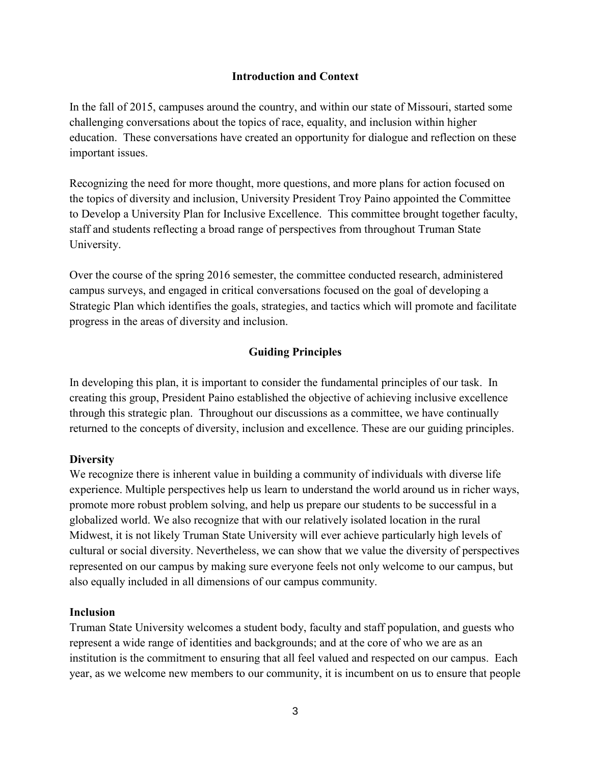## Introduction and Context

In the fall of 2015, campuses around the country, and within our state of Missouri, started some challenging conversations about the topics of race, equality, and inclusion within higher education. These conversations have created an opportunity for dialogue and reflection on these important issues.

Recognizing the need for more thought, more questions, and more plans for action focused on the topics of diversity and inclusion, University President Troy Paino appointed the Committee to Develop a University Plan for Inclusive Excellence. This committee brought together faculty, staff and students reflecting a broad range of perspectives from throughout Truman State University.

Over the course of the spring 2016 semester, the committee conducted research, administered campus surveys, and engaged in critical conversations focused on the goal of developing a Strategic Plan which identifies the goals, strategies, and tactics which will promote and facilitate progress in the areas of diversity and inclusion.

## Guiding Principles

In developing this plan, it is important to consider the fundamental principles of our task. In creating this group, President Paino established the objective of achieving inclusive excellence through this strategic plan. Throughout our discussions as a committee, we have continually returned to the concepts of diversity, inclusion and excellence. These are our guiding principles.

### Diversity

We recognize there is inherent value in building a community of individuals with diverse life experience. Multiple perspectives help us learn to understand the world around us in richer ways, promote more robust problem solving, and help us prepare our students to be successful in a globalized world. We also recognize that with our relatively isolated location in the rural Midwest, it is not likely Truman State University will ever achieve particularly high levels of cultural or social diversity. Nevertheless, we can show that we value the diversity of perspectives represented on our campus by making sure everyone feels not only welcome to our campus, but also equally included in all dimensions of our campus community.

### Inclusion

Truman State University welcomes a student body, faculty and staff population, and guests who represent a wide range of identities and backgrounds; and at the core of who we are as an institution is the commitment to ensuring that all feel valued and respected on our campus. Each year, as we welcome new members to our community, it is incumbent on us to ensure that people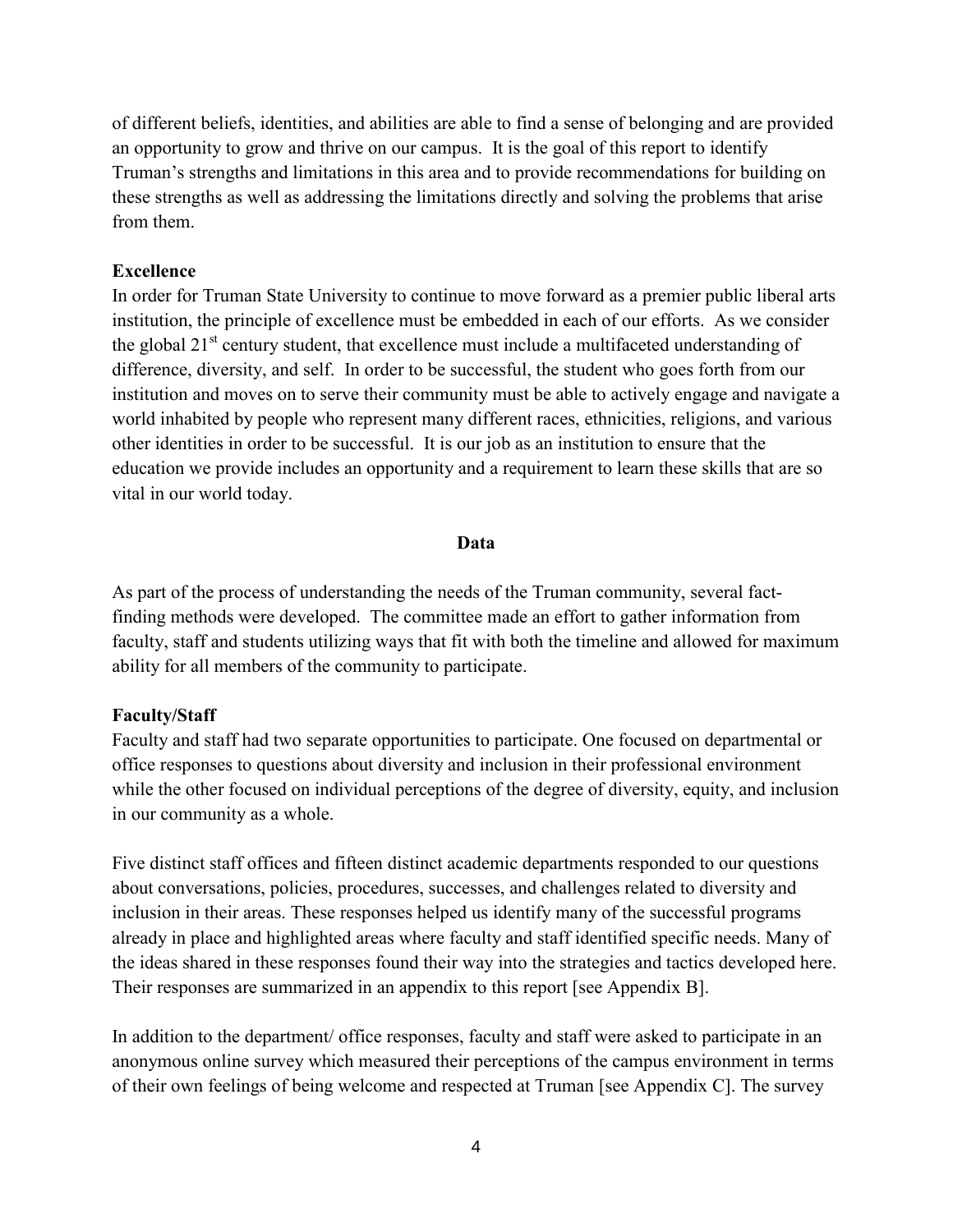of different beliefs, identities, and abilities are able to find a sense of belonging and are provided an opportunity to grow and thrive on our campus. It is the goal of this report to identify Truman's strengths and limitations in this area and to provide recommendations for building on these strengths as well as addressing the limitations directly and solving the problems that arise from them.

**Excellence**

In order for Truman State University to continue to move forward as a premier public liberal arts institution, the principle of excellence must be embedded in each of our efforts. As we consider the global 21st century student, that excellence must include a multifaceted understanding of difference, diversity, and self. In order to be successful, the student who goes forth from our institution and moves on to serve their community must be able to actively engage and navigate a world inhabited by people who represent many different races, ethnicities, religions, and various other identities in order to be successful. It is our job as an institution to ensure that the education we provide includes an opportunity and a requirement to learn these skills that are so vital in our world today.

## Data

As part of the process of understanding the needs of the Truman community, several fact-finding methods were developed. The committee made an effort to gather information from faculty, staff and students utilizing ways that fit with both the timeline and allowed for maximum ability for all members of the community to participate.

**Faculty/Staff**

Faculty and staff had two separate opportunities to participate. One focused on departmental or office responses to questions about diversity and inclusion in their professional environment while the other focused on individual perceptions of the degree of diversity, equity, and inclusion in our community as a whole.

Five distinct staff offices and fifteen distinct academic departments responded to our questions about conversations, policies, procedures, successes, and challenges related to diversity and inclusion in their areas. These responses helped us identify many of the successful programs already in place and highlighted areas where faculty and staff identified specific needs. Many of the ideas shared in these responses found their way into the strategies and tactics developed here. Their responses are summarized in an appendix to this report [see Appendix B].

In addition to the department/ office responses, faculty and staff were asked to participate in an anonymous online survey which measured their perceptions of the campus environment in terms of their own feelings of being welcome and respected at Truman [see Appendix C]. The survey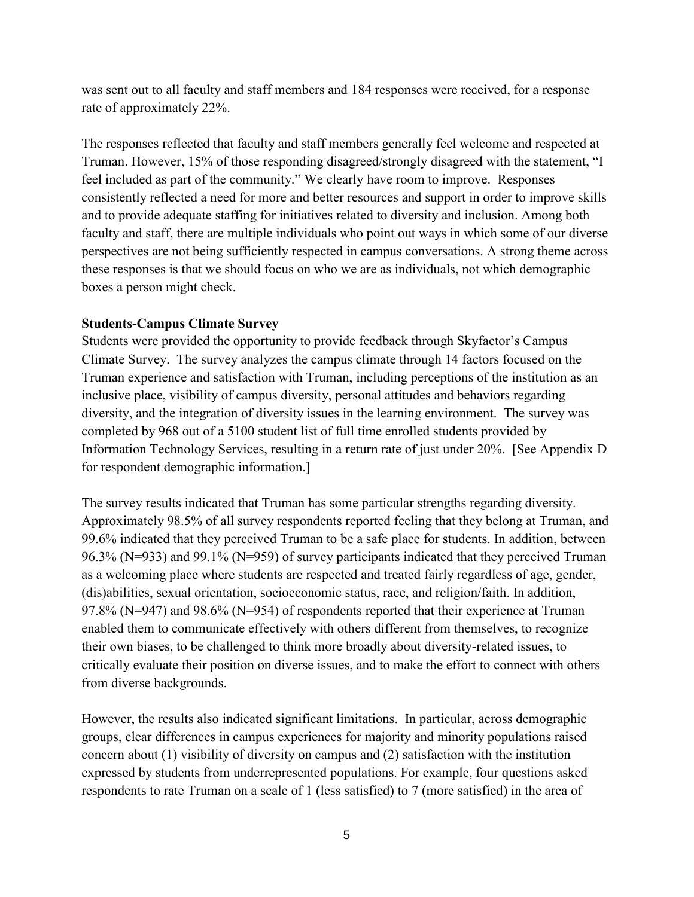was sent out to all faculty and staff members and 184 responses were received, for a response rate of approximately 22%.

The responses reflected that faculty and staff members generally feel welcome and respected at Truman. However, 15% of those responding disagreed/strongly disagreed with the statement, "I feel included as part of the community." We clearly have room to improve. Responses consistently reflected a need for more and better resources and support in order to improve skills and to provide adequate staffing for initiatives related to diversity and inclusion. Among both faculty and staff, there are multiple individuals who point out ways in which some of our diverse perspectives are not being sufficiently respected in campus conversations. A strong theme across these responses is that we should focus on who we are as individuals, not which demographic boxes a person might check.

**Students-Campus Climate Survey**

Students were provided the opportunity to provide feedback through Skyfactor's Campus Climate Survey. The survey analyzes the campus climate through 14 factors focused on the Truman experience and satisfaction with Truman, including perceptions of the institution as an inclusive place, visibility of campus diversity, personal attitudes and behaviors regarding diversity, and the integration of diversity issues in the learning environment. The survey was completed by 968 out of a 5100 student list of full time enrolled students provided by Information Technology Services, resulting in a return rate of just under 20%. [See Appendix D for respondent demographic information.]

The survey results indicated that Truman has some particular strengths regarding diversity. Approximately 98.5% of all survey respondents reported feeling that they belong at Truman, and 99.6% indicated that they perceived Truman to be a safe place for students. In addition, between 96.3% (N=933) and 99.1% (N=959) of survey participants indicated that they perceived Truman as a welcoming place where students are respected and treated fairly regardless of age, gender, (dis)abilities, sexual orientation, socioeconomic status, race, and religion/faith. In addition, 97.8% (N=947) and 98.6% (N=954) of respondents reported that their experience at Truman enabled them to communicate effectively with others different from themselves, to recognize their own biases, to be challenged to think more broadly about diversity-related issues, to critically evaluate their position on diverse issues, and to make the effort to connect with others from diverse backgrounds.

However, the results also indicated significant limitations. In particular, across demographic groups, clear differences in campus experiences for majority and minority populations raised concern about (1) visibility of diversity on campus and (2) satisfaction with the institution expressed by students from underrepresented populations. For example, four questions asked respondents to rate Truman on a scale of 1 (less satisfied) to 7 (more satisfied) in the area of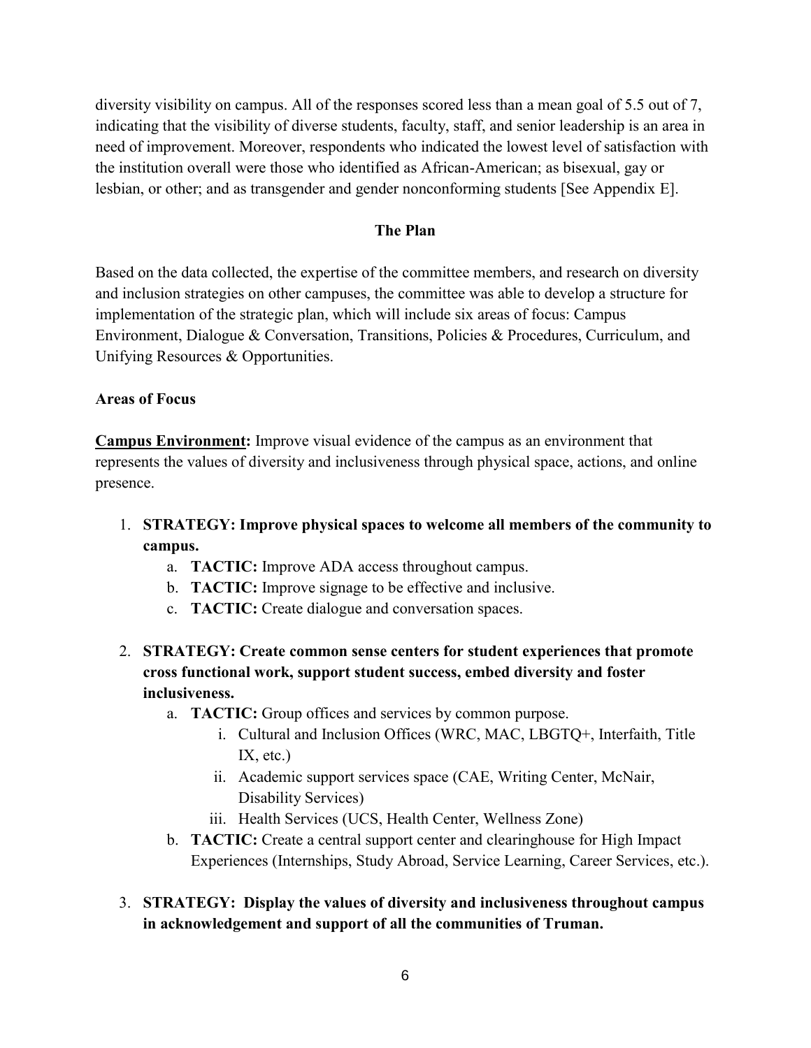diversity visibility on campus. All of the responses scored less than a mean goal of 5.5 out of 7, indicating that the visibility of diverse students, faculty, staff, and senior leadership is an area in need of improvement. Moreover, respondents who indicated the lowest level of satisfaction with the institution overall were those who identified as African-American; as bisexual, gay or lesbian, or other; and as transgender and gender nonconforming students [See Appendix E].

## The Plan

Based on the data collected, the expertise of the committee members, and research on diversity and inclusion strategies on other campuses, the committee was able to develop a structure for implementation of the strategic plan, which will include six areas of focus: Campus Environment, Dialogue & Conversation, Transitions, Policies & Procedures, Curriculum, and Unifying Resources & Opportunities.

### Areas of Focus

**Campus Environment:** Improve visual evidence of the campus as an environment that represents the values of diversity and inclusiveness through physical space, actions, and online presence.

1. **STRATEGY: Improve physical spaces to welcome all members of the community to campus.**
    a. **TACTIC:** Improve ADA access throughout campus.
    b. **TACTIC:** Improve signage to be effective and inclusive.
    c. **TACTIC:** Create dialogue and conversation spaces.
2. **STRATEGY: Create common sense centers for student experiences that promote cross functional work, support student success, embed diversity and foster inclusiveness.**
    a. **TACTIC:** Group offices and services by common purpose.
        i. Cultural and Inclusion Offices (WRC, MAC, LBGTQ+, Interfaith, Title IX, etc.)
        ii. Academic support services space (CAE, Writing Center, McNair, Disability Services)
        iii. Health Services (UCS, Health Center, Wellness Zone)
    b. **TACTIC:** Create a central support center and clearinghouse for High Impact Experiences (Internships, Study Abroad, Service Learning, Career Services, etc.).
3. **STRATEGY: Display the values of diversity and inclusiveness throughout campus in acknowledgement and support of all the communities of Truman.**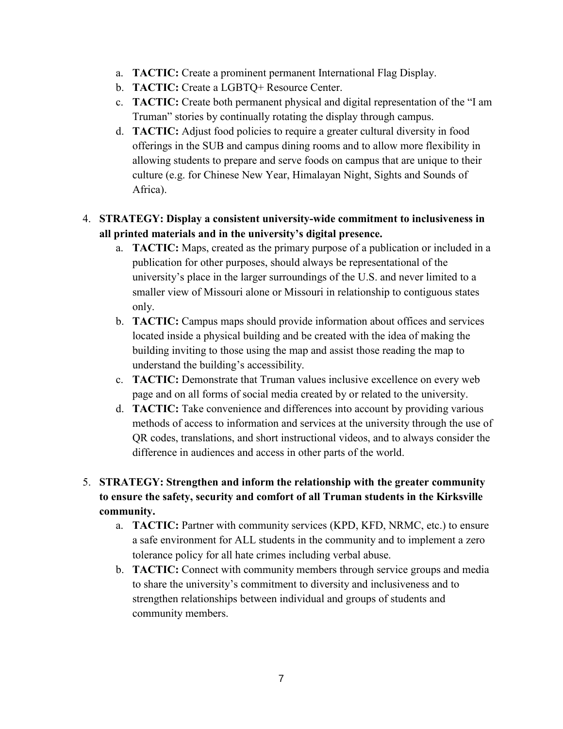a. **TACTIC:** Create a prominent permanent International Flag Display.
b. **TACTIC:** Create a LGBTQ+ Resource Center.
c. **TACTIC:** Create both permanent physical and digital representation of the "I am Truman" stories by continually rotating the display through campus.
d. **TACTIC:** Adjust food policies to require a greater cultural diversity in food offerings in the SUB and campus dining rooms and to allow more flexibility in allowing students to prepare and serve foods on campus that are unique to their culture (e.g. for Chinese New Year, Himalayan Night, Sights and Sounds of Africa).

4. **STRATEGY: Display a consistent university-wide commitment to inclusiveness in all printed materials and in the university's digital presence.**
    a. **TACTIC:** Maps, created as the primary purpose of a publication or included in a publication for other purposes, should always be representational of the university's place in the larger surroundings of the U.S. and never limited to a smaller view of Missouri alone or Missouri in relationship to contiguous states only.
    b. **TACTIC:** Campus maps should provide information about offices and services located inside a physical building and be created with the idea of making the building inviting to those using the map and assist those reading the map to understand the building's accessibility.
    c. **TACTIC:** Demonstrate that Truman values inclusive excellence on every web page and on all forms of social media created by or related to the university.
    d. **TACTIC:** Take convenience and differences into account by providing various methods of access to information and services at the university through the use of QR codes, translations, and short instructional videos, and to always consider the difference in audiences and access in other parts of the world.

5. **STRATEGY: Strengthen and inform the relationship with the greater community to ensure the safety, security and comfort of all Truman students in the Kirksville community.**
    a. **TACTIC:** Partner with community services (KPD, KFD, NRMC, etc.) to ensure a safe environment for ALL students in the community and to implement a zero tolerance policy for all hate crimes including verbal abuse.
    b. **TACTIC:** Connect with community members through service groups and media to share the university's commitment to diversity and inclusiveness and to strengthen relationships between individual and groups of students and community members.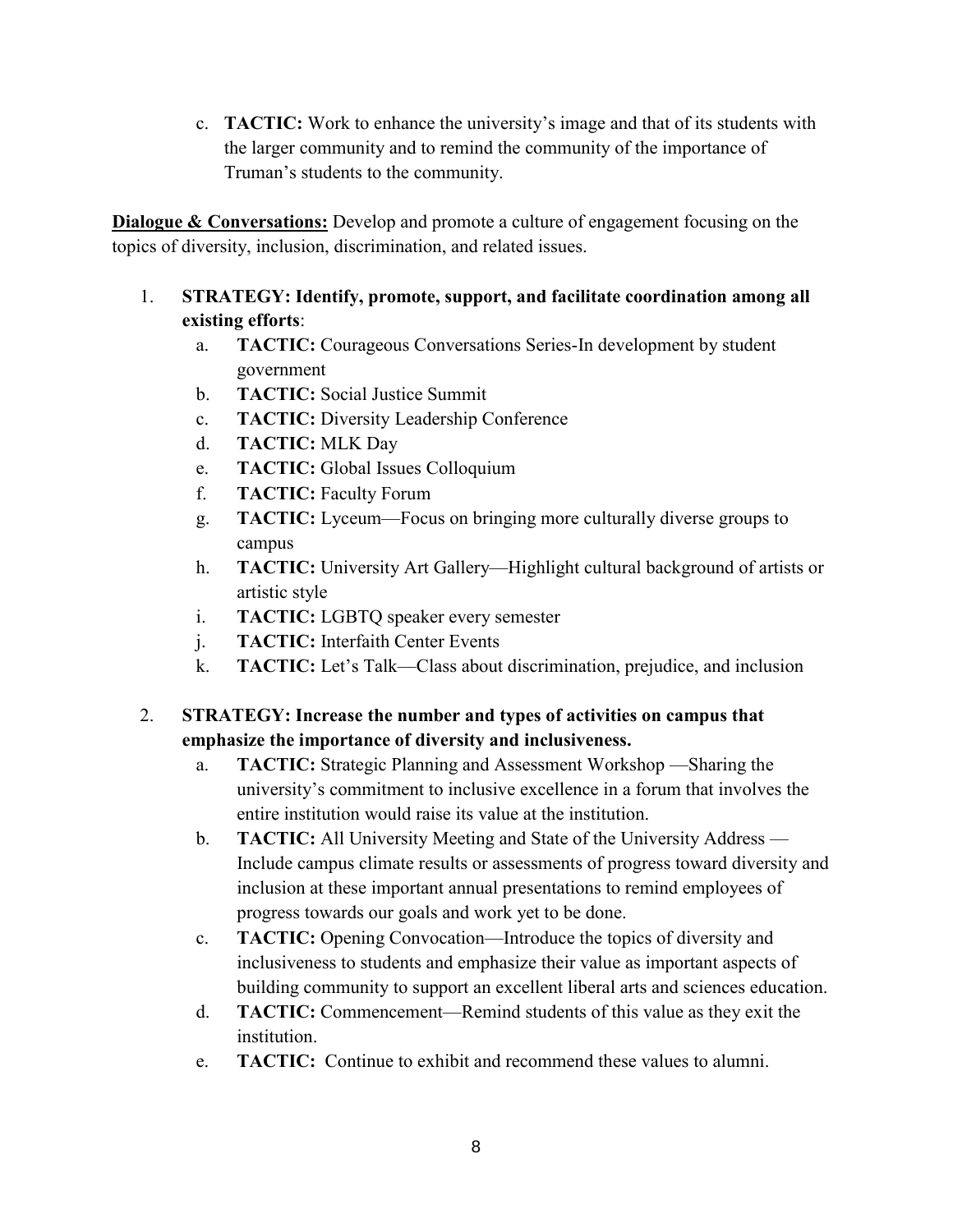c. **TACTIC:** Work to enhance the university's image and that of its students with the larger community and to remind the community of the importance of Truman's students to the community.

**Dialogue & Conversations:** Develop and promote a culture of engagement focusing on the topics of diversity, inclusion, discrimination, and related issues.

1. **STRATEGY: Identify, promote, support, and facilitate coordination among all existing efforts**:
    a. **TACTIC:** Courageous Conversations Series-In development by student government
    b. **TACTIC:** Social Justice Summit
    c. **TACTIC:** Diversity Leadership Conference
    d. **TACTIC:** MLK Day
    e. **TACTIC:** Global Issues Colloquium
    f. **TACTIC:** Faculty Forum
    g. **TACTIC:** Lyceum—Focus on bringing more culturally diverse groups to campus
    h. **TACTIC:** University Art Gallery—Highlight cultural background of artists or artistic style
    i. **TACTIC:** LGBTQ speaker every semester
    j. **TACTIC:** Interfaith Center Events
    k. **TACTIC:** Let's Talk—Class about discrimination, prejudice, and inclusion

2. **STRATEGY: Increase the number and types of activities on campus that emphasize the importance of diversity and inclusiveness.**
    a. **TACTIC:** Strategic Planning and Assessment Workshop —Sharing the university's commitment to inclusive excellence in a forum that involves the entire institution would raise its value at the institution.
    b. **TACTIC:** All University Meeting and State of the University Address — Include campus climate results or assessments of progress toward diversity and inclusion at these important annual presentations to remind employees of progress towards our goals and work yet to be done.
    c. **TACTIC:** Opening Convocation—Introduce the topics of diversity and inclusiveness to students and emphasize their value as important aspects of building community to support an excellent liberal arts and sciences education.
    d. **TACTIC:** Commencement—Remind students of this value as they exit the institution.
    e. **TACTIC:** Continue to exhibit and recommend these values to alumni.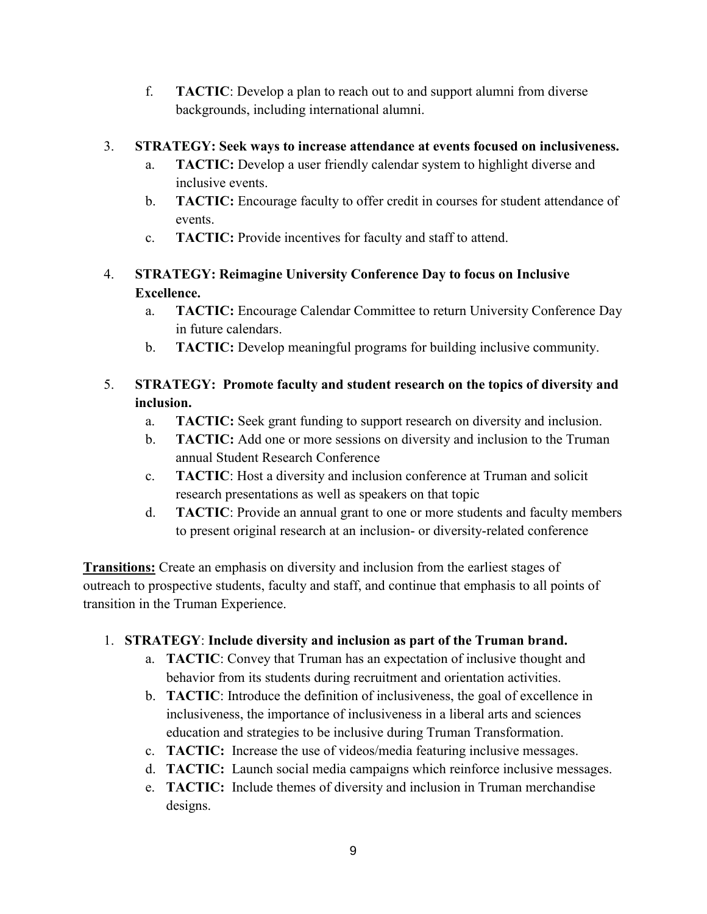f. **TACTIC**: Develop a plan to reach out to and support alumni from diverse backgrounds, including international alumni.

3. **STRATEGY: Seek ways to increase attendance at events focused on inclusiveness.**
    a. **TACTIC:** Develop a user friendly calendar system to highlight diverse and inclusive events.
    b. **TACTIC:** Encourage faculty to offer credit in courses for student attendance of events.
    c. **TACTIC:** Provide incentives for faculty and staff to attend.

4. **STRATEGY: Reimagine University Conference Day to focus on Inclusive Excellence.**
    a. **TACTIC:** Encourage Calendar Committee to return University Conference Day in future calendars.
    b. **TACTIC:** Develop meaningful programs for building inclusive community.

5. **STRATEGY: Promote faculty and student research on the topics of diversity and inclusion.**
    a. **TACTIC:** Seek grant funding to support research on diversity and inclusion.
    b. **TACTIC:** Add one or more sessions on diversity and inclusion to the Truman annual Student Research Conference
    c. **TACTIC**: Host a diversity and inclusion conference at Truman and solicit research presentations as well as speakers on that topic
    d. **TACTIC**: Provide an annual grant to one or more students and faculty members to present original research at an inclusion- or diversity-related conference

**<u>Transitions:</u>** Create an emphasis on diversity and inclusion from the earliest stages of outreach to prospective students, faculty and staff, and continue that emphasis to all points of transition in the Truman Experience.

1. **STRATEGY**: **Include diversity and inclusion as part of the Truman brand.**
    a. **TACTIC**: Convey that Truman has an expectation of inclusive thought and behavior from its students during recruitment and orientation activities.
    b. **TACTIC**: Introduce the definition of inclusiveness, the goal of excellence in inclusiveness, the importance of inclusiveness in a liberal arts and sciences education and strategies to be inclusive during Truman Transformation.
    c. **TACTIC:** Increase the use of videos/media featuring inclusive messages.
    d. **TACTIC:** Launch social media campaigns which reinforce inclusive messages.
    e. **TACTIC:** Include themes of diversity and inclusion in Truman merchandise designs.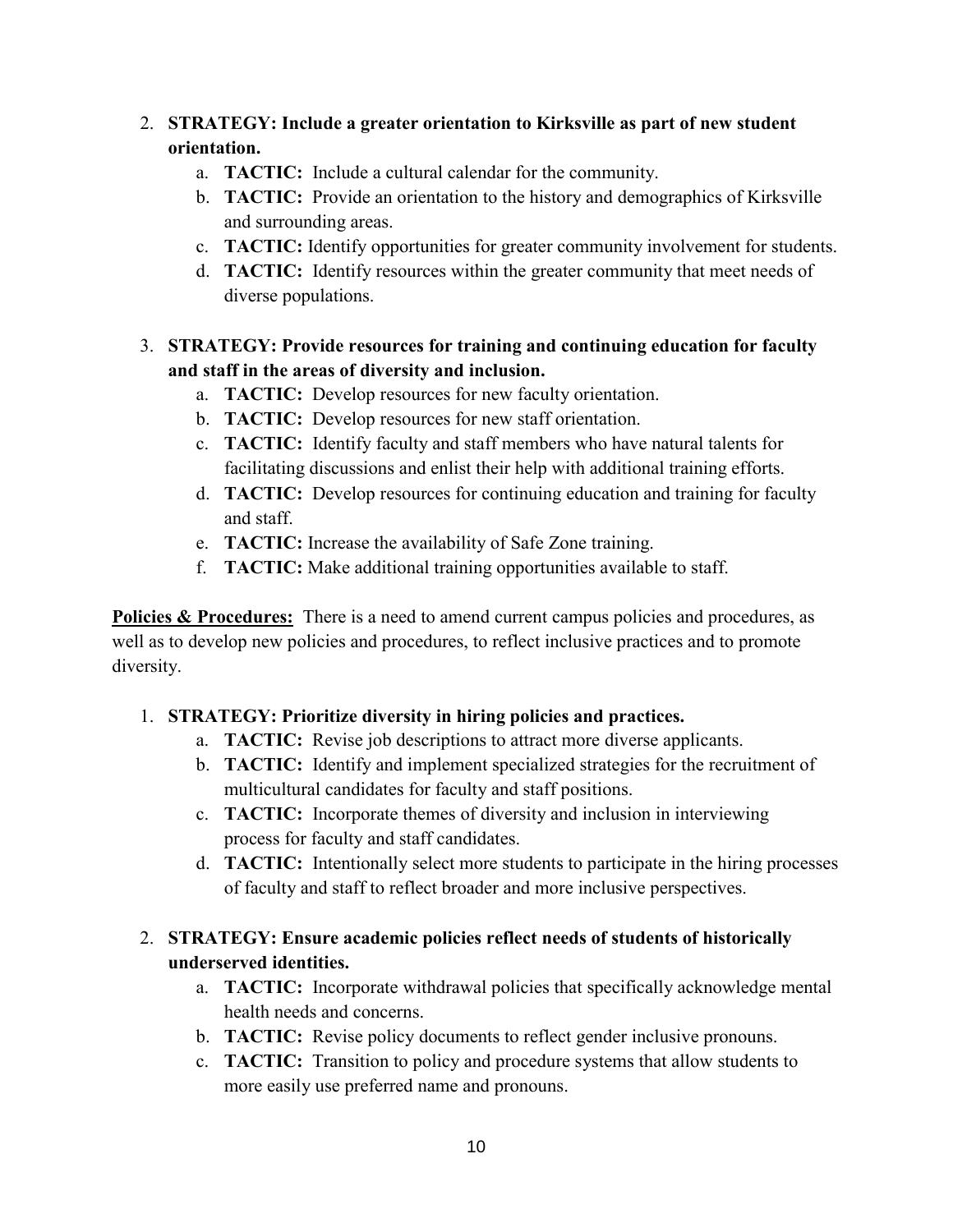2. **STRATEGY: Include a greater orientation to Kirksville as part of new student orientation.**
    a. **TACTIC:** Include a cultural calendar for the community.
    b. **TACTIC:** Provide an orientation to the history and demographics of Kirksville and surrounding areas.
    c. **TACTIC:** Identify opportunities for greater community involvement for students.
    d. **TACTIC:** Identify resources within the greater community that meet needs of diverse populations.

3. **STRATEGY: Provide resources for training and continuing education for faculty and staff in the areas of diversity and inclusion.**
    a. **TACTIC:** Develop resources for new faculty orientation.
    b. **TACTIC:** Develop resources for new staff orientation.
    c. **TACTIC:** Identify faculty and staff members who have natural talents for facilitating discussions and enlist their help with additional training efforts.
    d. **TACTIC:** Develop resources for continuing education and training for faculty and staff.
    e. **TACTIC:** Increase the availability of Safe Zone training.
    f. **TACTIC:** Make additional training opportunities available to staff.

**Policies & Procedures:** There is a need to amend current campus policies and procedures, as well as to develop new policies and procedures, to reflect inclusive practices and to promote diversity.

1. **STRATEGY: Prioritize diversity in hiring policies and practices.**
    a. **TACTIC:** Revise job descriptions to attract more diverse applicants.
    b. **TACTIC:** Identify and implement specialized strategies for the recruitment of multicultural candidates for faculty and staff positions.
    c. **TACTIC:** Incorporate themes of diversity and inclusion in interviewing process for faculty and staff candidates.
    d. **TACTIC:** Intentionally select more students to participate in the hiring processes of faculty and staff to reflect broader and more inclusive perspectives.

2. **STRATEGY: Ensure academic policies reflect needs of students of historically underserved identities.**
    a. **TACTIC:** Incorporate withdrawal policies that specifically acknowledge mental health needs and concerns.
    b. **TACTIC:** Revise policy documents to reflect gender inclusive pronouns.
    c. **TACTIC:** Transition to policy and procedure systems that allow students to more easily use preferred name and pronouns.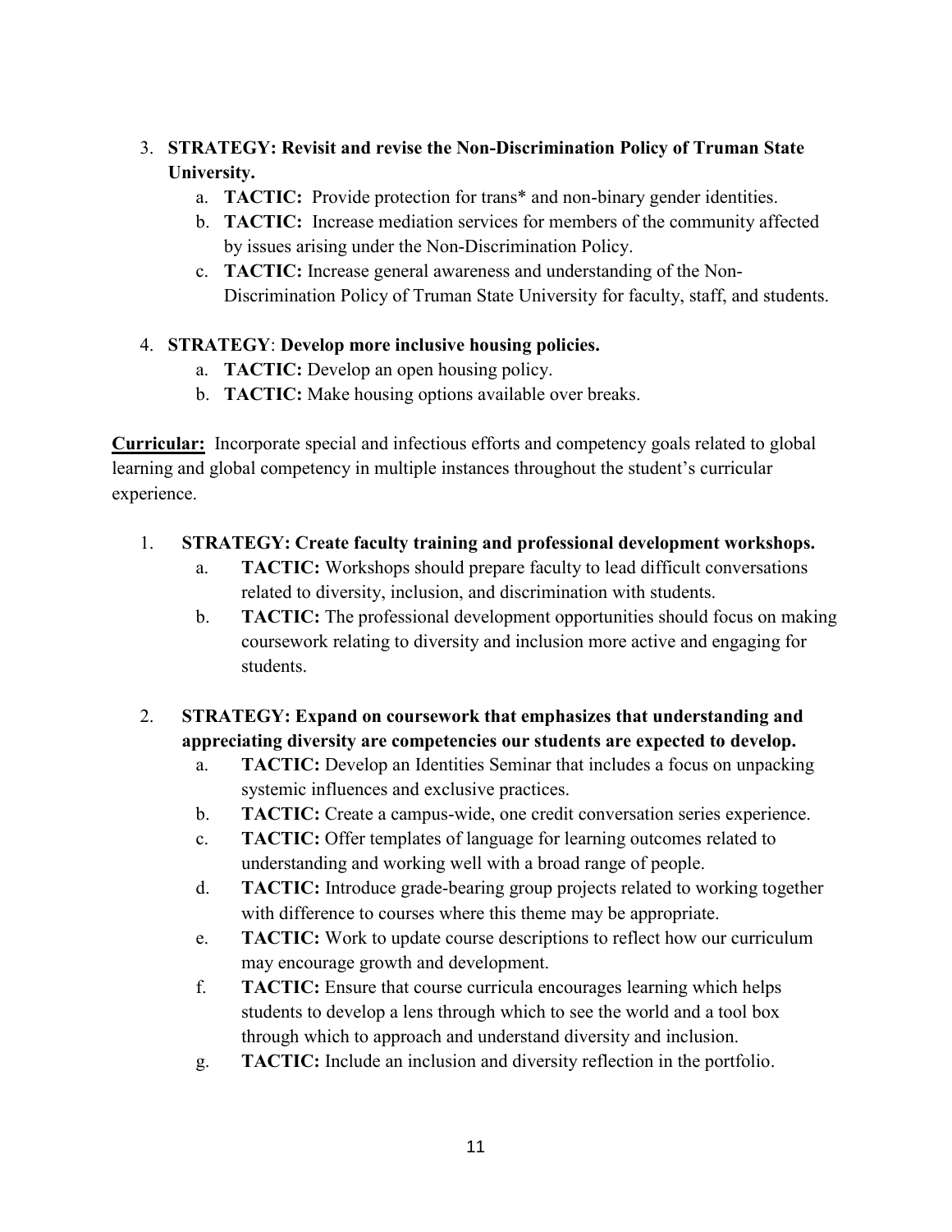3. **STRATEGY: Revisit and revise the Non-Discrimination Policy of Truman State University.**
    a. **TACTIC:** Provide protection for trans* and non-binary gender identities.
    b. **TACTIC:** Increase mediation services for members of the community affected by issues arising under the Non-Discrimination Policy.
    c. **TACTIC:** Increase general awareness and understanding of the Non-Discrimination Policy of Truman State University for faculty, staff, and students.

4. **STRATEGY**: **Develop more inclusive housing policies.**
    a. **TACTIC:** Develop an open housing policy.
    b. **TACTIC:** Make housing options available over breaks.

**Curricular:** Incorporate special and infectious efforts and competency goals related to global learning and global competency in multiple instances throughout the student's curricular experience.

1. **STRATEGY: Create faculty training and professional development workshops.**
    a. **TACTIC:** Workshops should prepare faculty to lead difficult conversations related to diversity, inclusion, and discrimination with students.
    b. **TACTIC:** The professional development opportunities should focus on making coursework relating to diversity and inclusion more active and engaging for students.

2. **STRATEGY: Expand on coursework that emphasizes that understanding and appreciating diversity are competencies our students are expected to develop.**
    a. **TACTIC:** Develop an Identities Seminar that includes a focus on unpacking systemic influences and exclusive practices.
    b. **TACTIC:** Create a campus-wide, one credit conversation series experience.
    c. **TACTIC:** Offer templates of language for learning outcomes related to understanding and working well with a broad range of people.
    d. **TACTIC:** Introduce grade-bearing group projects related to working together with difference to courses where this theme may be appropriate.
    e. **TACTIC:** Work to update course descriptions to reflect how our curriculum may encourage growth and development.
    f. **TACTIC:** Ensure that course curricula encourages learning which helps students to develop a lens through which to see the world and a tool box through which to approach and understand diversity and inclusion.
    g. **TACTIC:** Include an inclusion and diversity reflection in the portfolio.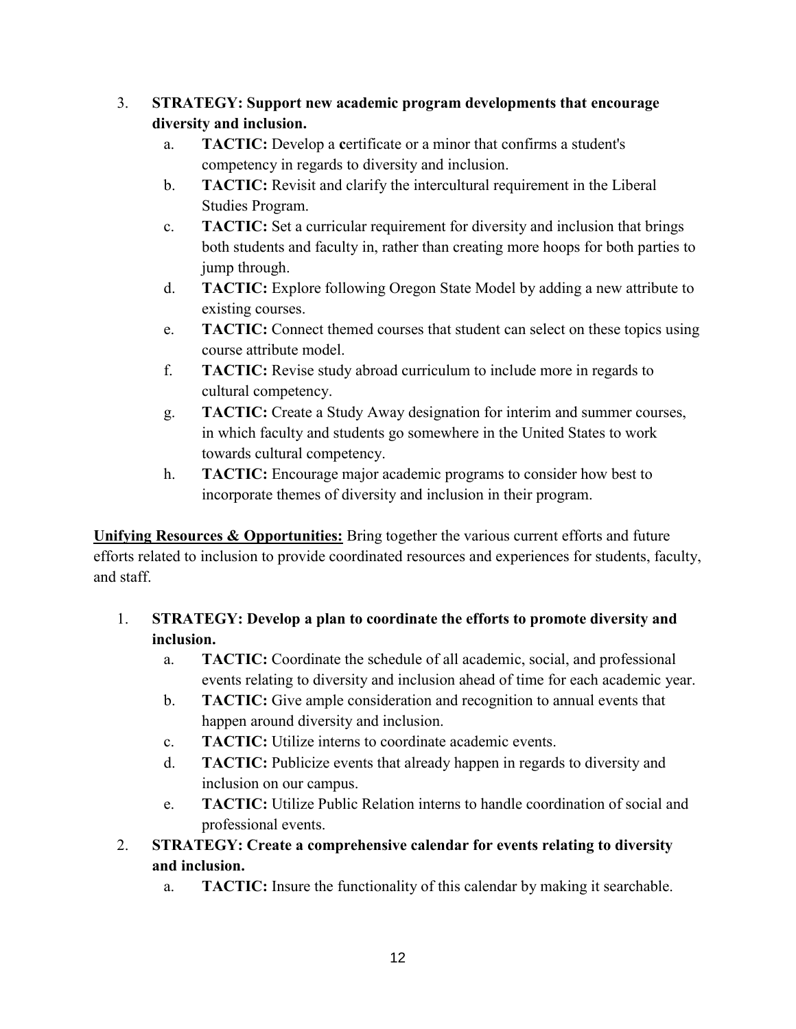3. **STRATEGY: Support new academic program developments that encourage diversity and inclusion.**
    a. **TACTIC:** Develop a **c**ertificate or a minor that confirms a student's competency in regards to diversity and inclusion.
    b. **TACTIC:** Revisit and clarify the intercultural requirement in the Liberal Studies Program.
    c. **TACTIC:** Set a curricular requirement for diversity and inclusion that brings both students and faculty in, rather than creating more hoops for both parties to jump through.
    d. **TACTIC:** Explore following Oregon State Model by adding a new attribute to existing courses.
    e. **TACTIC:** Connect themed courses that student can select on these topics using course attribute model.
    f. **TACTIC:** Revise study abroad curriculum to include more in regards to cultural competency.
    g. **TACTIC:** Create a Study Away designation for interim and summer courses, in which faculty and students go somewhere in the United States to work towards cultural competency.
    h. **TACTIC:** Encourage major academic programs to consider how best to incorporate themes of diversity and inclusion in their program.

**Unifying Resources & Opportunities:** Bring together the various current efforts and future efforts related to inclusion to provide coordinated resources and experiences for students, faculty, and staff.

1. **STRATEGY: Develop a plan to coordinate the efforts to promote diversity and inclusion.**
    a. **TACTIC:** Coordinate the schedule of all academic, social, and professional events relating to diversity and inclusion ahead of time for each academic year.
    b. **TACTIC:** Give ample consideration and recognition to annual events that happen around diversity and inclusion.
    c. **TACTIC:** Utilize interns to coordinate academic events.
    d. **TACTIC:** Publicize events that already happen in regards to diversity and inclusion on our campus.
    e. **TACTIC:** Utilize Public Relation interns to handle coordination of social and professional events.
2. **STRATEGY: Create a comprehensive calendar for events relating to diversity and inclusion.**
    a. **TACTIC:** Insure the functionality of this calendar by making it searchable.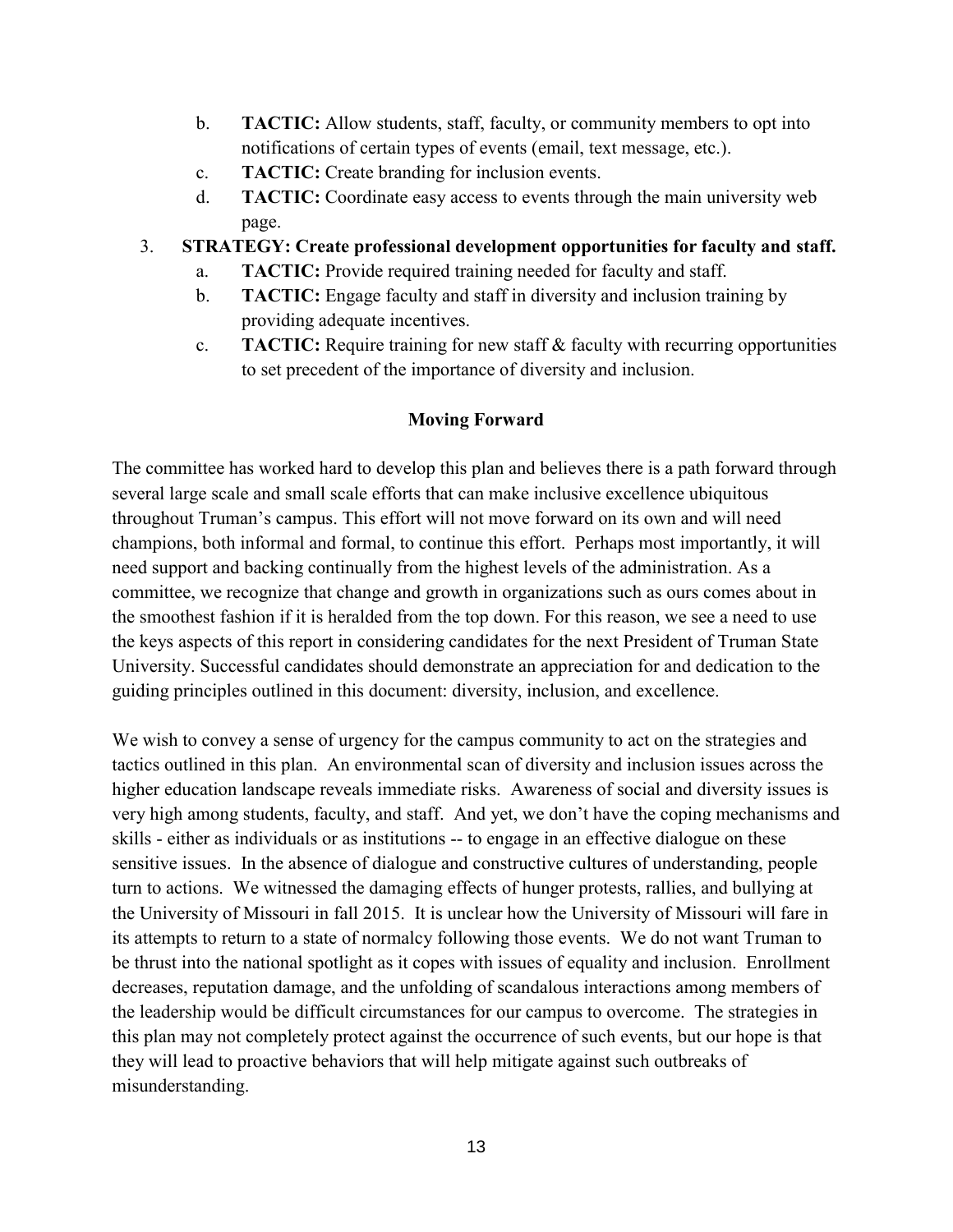b. **TACTIC:** Allow students, staff, faculty, or community members to opt into notifications of certain types of events (email, text message, etc.).
   c. **TACTIC:** Create branding for inclusion events.
   d. **TACTIC:** Coordinate easy access to events through the main university web page.

3. **STRATEGY: Create professional development opportunities for faculty and staff.**
   a. **TACTIC:** Provide required training needed for faculty and staff.
   b. **TACTIC:** Engage faculty and staff in diversity and inclusion training by providing adequate incentives.
   c. **TACTIC:** Require training for new staff & faculty with recurring opportunities to set precedent of the importance of diversity and inclusion.

## Moving Forward

The committee has worked hard to develop this plan and believes there is a path forward through several large scale and small scale efforts that can make inclusive excellence ubiquitous throughout Truman's campus. This effort will not move forward on its own and will need champions, both informal and formal, to continue this effort. Perhaps most importantly, it will need support and backing continually from the highest levels of the administration. As a committee, we recognize that change and growth in organizations such as ours comes about in the smoothest fashion if it is heralded from the top down. For this reason, we see a need to use the keys aspects of this report in considering candidates for the next President of Truman State University. Successful candidates should demonstrate an appreciation for and dedication to the guiding principles outlined in this document: diversity, inclusion, and excellence.

We wish to convey a sense of urgency for the campus community to act on the strategies and tactics outlined in this plan. An environmental scan of diversity and inclusion issues across the higher education landscape reveals immediate risks. Awareness of social and diversity issues is very high among students, faculty, and staff. And yet, we don't have the coping mechanisms and skills - either as individuals or as institutions -- to engage in an effective dialogue on these sensitive issues. In the absence of dialogue and constructive cultures of understanding, people turn to actions. We witnessed the damaging effects of hunger protests, rallies, and bullying at the University of Missouri in fall 2015. It is unclear how the University of Missouri will fare in its attempts to return to a state of normalcy following those events. We do not want Truman to be thrust into the national spotlight as it copes with issues of equality and inclusion. Enrollment decreases, reputation damage, and the unfolding of scandalous interactions among members of the leadership would be difficult circumstances for our campus to overcome. The strategies in this plan may not completely protect against the occurrence of such events, but our hope is that they will lead to proactive behaviors that will help mitigate against such outbreaks of misunderstanding.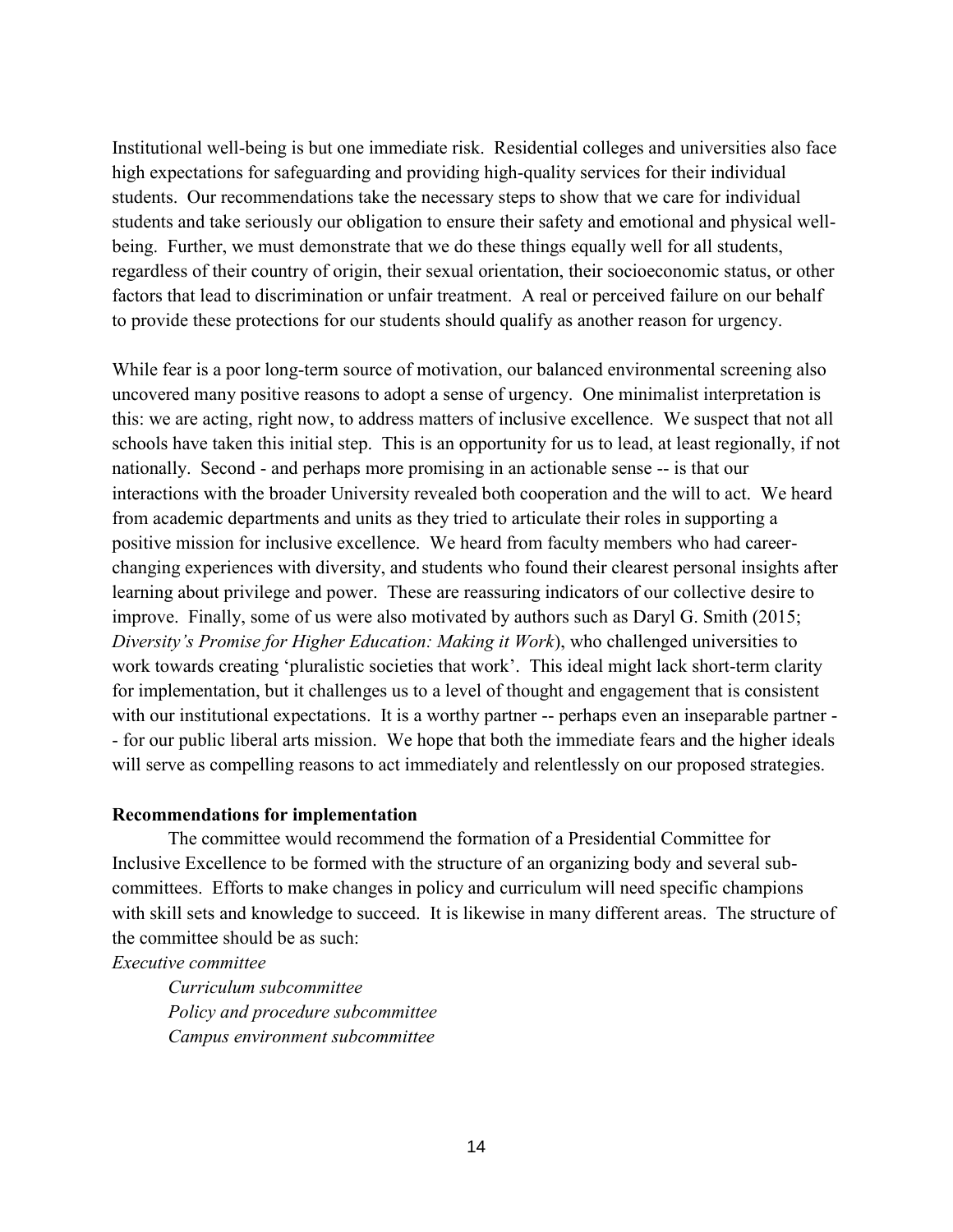Institutional well-being is but one immediate risk. Residential colleges and universities also face high expectations for safeguarding and providing high-quality services for their individual students. Our recommendations take the necessary steps to show that we care for individual students and take seriously our obligation to ensure their safety and emotional and physical well-being. Further, we must demonstrate that we do these things equally well for all students, regardless of their country of origin, their sexual orientation, their socioeconomic status, or other factors that lead to discrimination or unfair treatment. A real or perceived failure on our behalf to provide these protections for our students should qualify as another reason for urgency.

While fear is a poor long-term source of motivation, our balanced environmental screening also uncovered many positive reasons to adopt a sense of urgency. One minimalist interpretation is this: we are acting, right now, to address matters of inclusive excellence. We suspect that not all schools have taken this initial step. This is an opportunity for us to lead, at least regionally, if not nationally. Second - and perhaps more promising in an actionable sense -- is that our interactions with the broader University revealed both cooperation and the will to act. We heard from academic departments and units as they tried to articulate their roles in supporting a positive mission for inclusive excellence. We heard from faculty members who had career-changing experiences with diversity, and students who found their clearest personal insights after learning about privilege and power. These are reassuring indicators of our collective desire to improve. Finally, some of us were also motivated by authors such as Daryl G. Smith (2015; *Diversity's Promise for Higher Education: Making it Work*), who challenged universities to work towards creating 'pluralistic societies that work'. This ideal might lack short-term clarity for implementation, but it challenges us to a level of thought and engagement that is consistent with our institutional expectations. It is a worthy partner -- perhaps even an inseparable partner -- for our public liberal arts mission. We hope that both the immediate fears and the higher ideals will serve as compelling reasons to act immediately and relentlessly on our proposed strategies.

**Recommendations for implementation**

The committee would recommend the formation of a Presidential Committee for Inclusive Excellence to be formed with the structure of an organizing body and several sub-committees. Efforts to make changes in policy and curriculum will need specific champions with skill sets and knowledge to succeed. It is likewise in many different areas. The structure of the committee should be as such:

*Executive committee*

- *Curriculum subcommittee*
- *Policy and procedure subcommittee*
- *Campus environment subcommittee*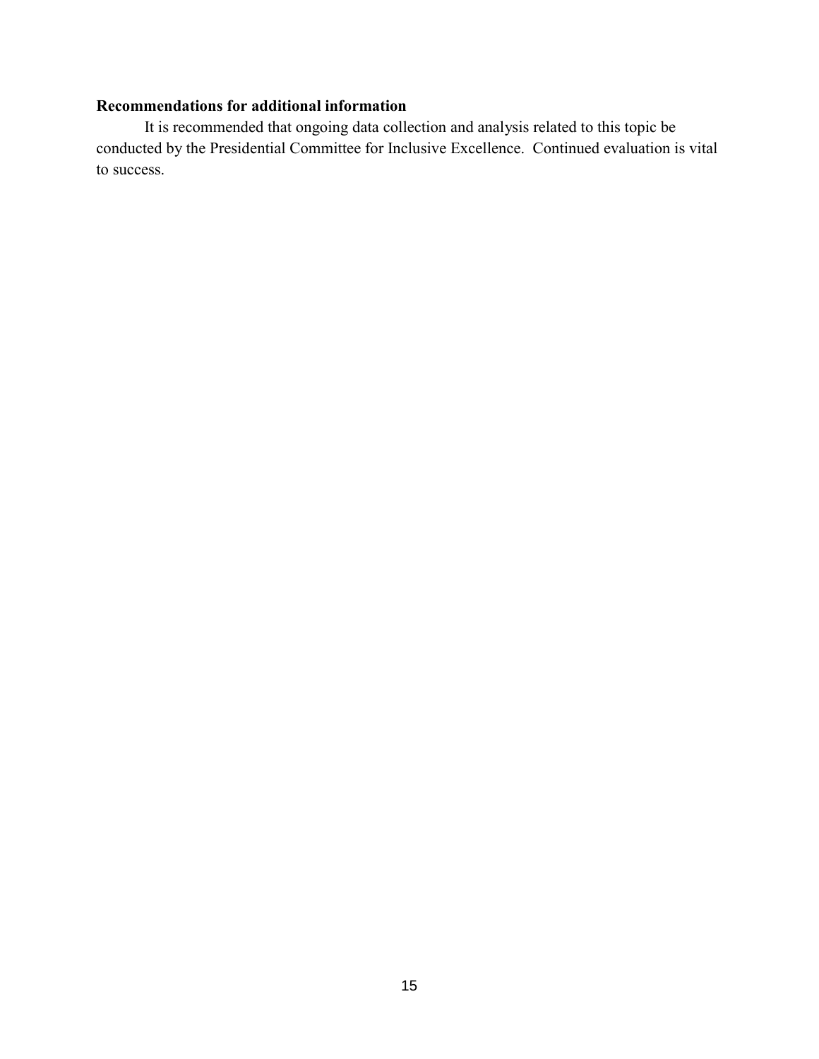**Recommendations for additional information**

It is recommended that ongoing data collection and analysis related to this topic be conducted by the Presidential Committee for Inclusive Excellence. Continued evaluation is vital to success.